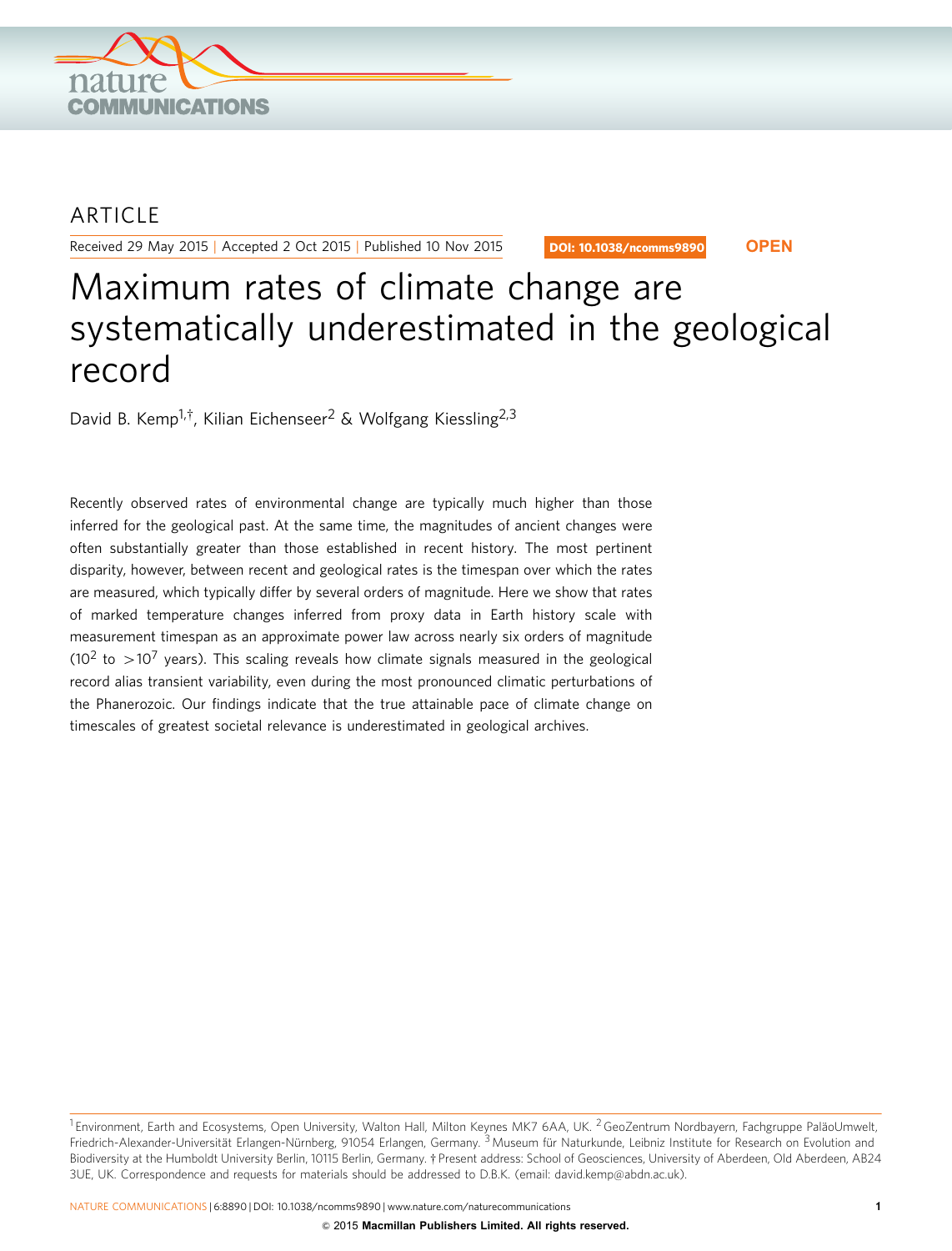ARTICLE

Received 29 May 2015 | Accepted 2 Oct 2015 | Published 10 Nov 2015

DOI: 10.1038/ncomms9890 **OPEN**

# Maximum rates of climate change are systematically underestimated in the geological record

David B. Kemp[1,†], Kilian Eichenseer[2] & Wolfgang Kiessling[2,3]

Recently observed rates of environmental change are typically much higher than those inferred for the geological past. At the same time, the magnitudes of ancient changes were often substantially greater than those established in recent history. The most pertinent disparity, however, between recent and geological rates is the timespan over which the rates are measured, which typically differ by several orders of magnitude. Here we show that rates of marked temperature changes inferred from proxy data in Earth history scale with measurement timespan as an approximate power law across nearly six orders of magnitude ($10^2$ to $>10^7$ years). This scaling reveals how climate signals measured in the geological record alias transient variability, even during the most pronounced climatic perturbations of the Phanerozoic. Our findings indicate that the true attainable pace of climate change on timescales of greatest societal relevance is underestimated in geological archives.

[1] Environment, Earth and Ecosystems, Open University, Walton Hall, Milton Keynes MK7 6AA, UK. [2] GeoZentrum Nordbayern, Fachgruppe PaläoUmwelt, Friedrich-Alexander-Universität Erlangen-Nürnberg, 91054 Erlangen, Germany. [3] Museum für Naturkunde, Leibniz Institute for Research on Evolution and Biodiversity at the Humboldt University Berlin, 10115 Berlin, Germany. † Present address: School of Geosciences, University of Aberdeen, Old Aberdeen, AB24 3UE, UK. Correspondence and requests for materials should be addressed to D.B.K. (email: david.kemp@abdn.ac.uk).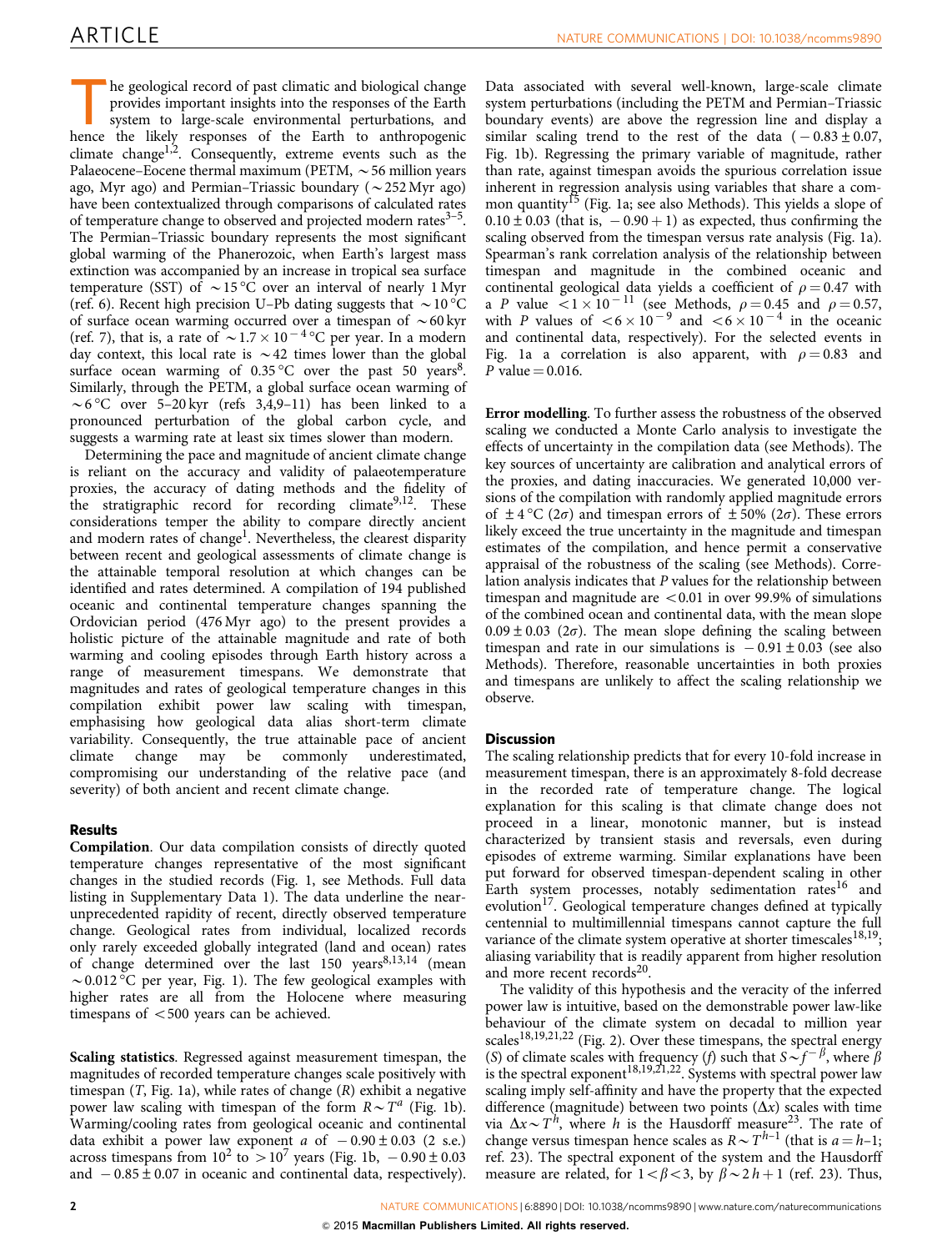The geological record of past climatic and biological change provides important insights into the responses of the Earth system to large-scale environmental perturbations, and hence the likely responses of the Earth to anthropogenic climate change[1,2]. Consequently, extreme events such as the Palaeocene–Eocene thermal maximum (PETM, ~56 million years ago, Myr ago) and Permian–Triassic boundary (~252 Myr ago) have been contextualized through comparisons of calculated rates of temperature change to observed and projected modern rates[3–5]. The Permian–Triassic boundary represents the most significant global warming of the Phanerozoic, when Earth's largest mass extinction was accompanied by an increase in tropical sea surface temperature (SST) of ~15 °C over an interval of nearly 1 Myr (ref. 6). Recent high precision U–Pb dating suggests that ~10 °C of surface ocean warming occurred over a timespan of ~60 kyr (ref. 7), that is, a rate of $\sim 1.7 \times 10^{-4}$ °C per year. In a modern day context, this local rate is ~42 times lower than the global surface ocean warming of 0.35 °C over the past 50 years[8]. Similarly, through the PETM, a global surface ocean warming of ~6 °C over 5–20 kyr (refs 3,4,9–11) has been linked to a pronounced perturbation of the global carbon cycle, and suggests a warming rate at least six times slower than modern.

Determining the pace and magnitude of ancient climate change is reliant on the accuracy and validity of palaeotemperature proxies, the accuracy of dating methods and the fidelity of the stratigraphic record for recording climate[9,12]. These considerations temper the ability to compare directly ancient and modern rates of change[1]. Nevertheless, the clearest disparity between recent and geological assessments of climate change is the attainable temporal resolution at which changes can be identified and rates determined. A compilation of 194 published oceanic and continental temperature changes spanning the Ordovician period (476 Myr ago) to the present provides a holistic picture of the attainable magnitude and rate of both warming and cooling episodes through Earth history across a range of measurement timespans. We demonstrate that magnitudes and rates of geological temperature changes in this compilation exhibit power law scaling with timespan, emphasising how geological data alias short-term climate variability. Consequently, the true attainable pace of ancient climate change may be commonly underestimated, compromising our understanding of the relative pace (and severity) of both ancient and recent climate change.

## Results

**Compilation**. Our data compilation consists of directly quoted temperature changes representative of the most significant changes in the studied records (Fig. 1, see Methods. Full data listing in Supplementary Data 1). The data underline the near-unprecedented rapidity of recent, directly observed temperature change. Geological rates from individual, localized records only rarely exceeded globally integrated (land and ocean) rates of change determined over the last 150 years[8,13,14] (mean ~0.012 °C per year, Fig. 1). The few geological examples with higher rates are all from the Holocene where measuring timespans of <500 years can be achieved.

**Scaling statistics**. Regressed against measurement timespan, the magnitudes of recorded temperature changes scale positively with timespan ($T$, Fig. 1a), while rates of change ($R$) exhibit a negative power law scaling with timespan of the form $R \sim T^a$ (Fig. 1b). Warming/cooling rates from geological oceanic and continental data exhibit a power law exponent $a$ of $-0.90 \pm 0.03$ (2 s.e.) across timespans from $10^2$ to $>10^7$ years (Fig. 1b, $-0.90 \pm 0.03$ and $-0.85 \pm 0.07$ in oceanic and continental data, respectively). Data associated with several well-known, large-scale climate system perturbations (including the PETM and Permian–Triassic boundary events) are above the regression line and display a similar scaling trend to the rest of the data ($-0.83 \pm 0.07$, Fig. 1b). Regressing the primary variable of magnitude, rather than rate, against timespan avoids the spurious correlation issue inherent in regression analysis using variables that share a common quantity[15] (Fig. 1a; see also Methods). This yields a slope of $0.10 \pm 0.03$ (that is, $-0.90 + 1$) as expected, thus confirming the scaling observed from the timespan versus rate analysis (Fig. 1a). Spearman's rank correlation analysis of the relationship between timespan and magnitude in the combined oceanic and continental geological data yields a coefficient of $\rho = 0.47$ with a $P$ value $< 1 \times 10^{-11}$ (see Methods, $\rho = 0.45$ and $\rho = 0.57$, with $P$ values of $< 6 \times 10^{-9}$ and $< 6 \times 10^{-4}$ in the oceanic and continental data, respectively). For the selected events in Fig. 1a a correlation is also apparent, with $\rho = 0.83$ and $P$ value $= 0.016$.

**Error modelling**. To further assess the robustness of the observed scaling we conducted a Monte Carlo analysis to investigate the effects of uncertainty in the compilation data (see Methods). The key sources of uncertainty are calibration and analytical errors of the proxies, and dating inaccuracies. We generated 10,000 versions of the compilation with randomly applied magnitude errors of ±4 °C (2σ) and timespan errors of ±50% (2σ). These errors likely exceed the true uncertainty in the magnitude and timespan estimates of the compilation, and hence permit a conservative appraisal of the robustness of the scaling (see Methods). Correlation analysis indicates that $P$ values for the relationship between timespan and magnitude are $<0.01$ in over 99.9% of simulations of the combined ocean and continental data, with the mean slope $0.09 \pm 0.03$ (2σ). The mean slope defining the scaling between timespan and rate in our simulations is $-0.91 \pm 0.03$ (see also Methods). Therefore, reasonable uncertainties in both proxies and timespans are unlikely to affect the scaling relationship we observe.

## Discussion

The scaling relationship predicts that for every 10-fold increase in measurement timespan, there is an approximately 8-fold decrease in the recorded rate of temperature change. The logical explanation for this scaling is that climate change does not proceed in a linear, monotonic manner, but is instead characterized by transient stasis and reversals, even during episodes of extreme warming. Similar explanations have been put forward for observed timespan-dependent scaling in other Earth system processes, notably sedimentation rates[16] and evolution[17]. Geological temperature changes defined at typically centennial to multimillennial timespans cannot capture the full variance of the climate system operative at shorter timescales[18,19]; aliasing variability that is readily apparent from higher resolution and more recent records[20].

The validity of this hypothesis and the veracity of the inferred power law is intuitive, based on the demonstrable power law-like behaviour of the climate system on decadal to million year scales[18,19,21,22] (Fig. 2). Over these timespans, the spectral energy ($S$) of climate scales with frequency ($f$) such that $S \sim f^{-\beta}$, where $\beta$ is the spectral exponent[18,19,21,22]. Systems with spectral power law scaling imply self-affinity and have the property that the expected difference (magnitude) between two points ($\Delta x$) scales with time via $\Delta x \sim T^h$, where $h$ is the Hausdorff measure[23]. The rate of change versus timespan hence scales as $R \sim T^{h-1}$ (that is $a = h - 1$; ref. 23). The spectral exponent of the system and the Hausdorff measure are related, for $1 < \beta < 3$, by $\beta \sim 2h + 1$ (ref. 23). Thus,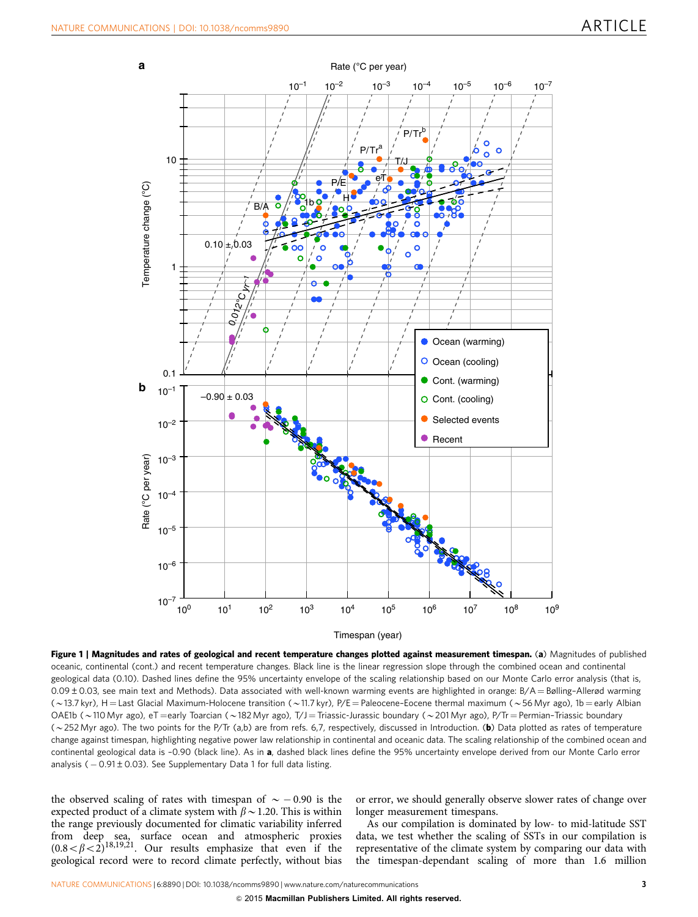**Figure 1 | Magnitudes and rates of geological and recent temperature changes plotted against measurement timespan.** (**a**) Magnitudes of published oceanic, continental (cont.) and recent temperature changes. Black line is the linear regression slope through the combined ocean and continental geological data (0.10). Dashed lines define the 95% uncertainty envelope of the scaling relationship based on our Monte Carlo error analysis (that is, 0.09 ± 0.03, see main text and Methods). Data associated with well-known warming events are highlighted in orange: B/A = Bølling–Allerød warming (~13.7 kyr), H = Last Glacial Maximum-Holocene transition (~11.7 kyr), P/E = Paleocene-Eocene thermal maximum (~56 Myr ago), 1b = early Albian OAE1b (~110 Myr ago), eT = early Toarcian (~182 Myr ago), T/J = Triassic-Jurassic boundary (~201 Myr ago), P/Tr = Permian–Triassic boundary (~252 Myr ago). The two points for the P/Tr (a,b) are from refs. 6,7, respectively, discussed in Introduction. (**b**) Data plotted as rates of temperature change against timespan, highlighting negative power law relationship in continental and oceanic data. The scaling relationship of the combined ocean and continental geological data is -0.90 (black line). As in **a**, dashed black lines define the 95% uncertainty envelope derived from our Monte Carlo error analysis ( − 0.91 ± 0.03). See Supplementary Data 1 for full data listing.

the observed scaling of rates with timespan of $\sim -0.90$ is the expected product of a climate system with $\beta \sim 1.20$. This is within the range previously documented for climatic variability inferred from deep sea, surface ocean and atmospheric proxies ($0.8 < \beta < 2$)[18,19,21]. Our results emphasize that even if the geological record were to record climate perfectly, without bias or error, we should generally observe slower rates of change over longer measurement timespans.

As our compilation is dominated by low- to mid-latitude SST data, we test whether the scaling of SSTs in our compilation is representative of the climate system by comparing our data with the timespan-dependant scaling of more than 1.6 million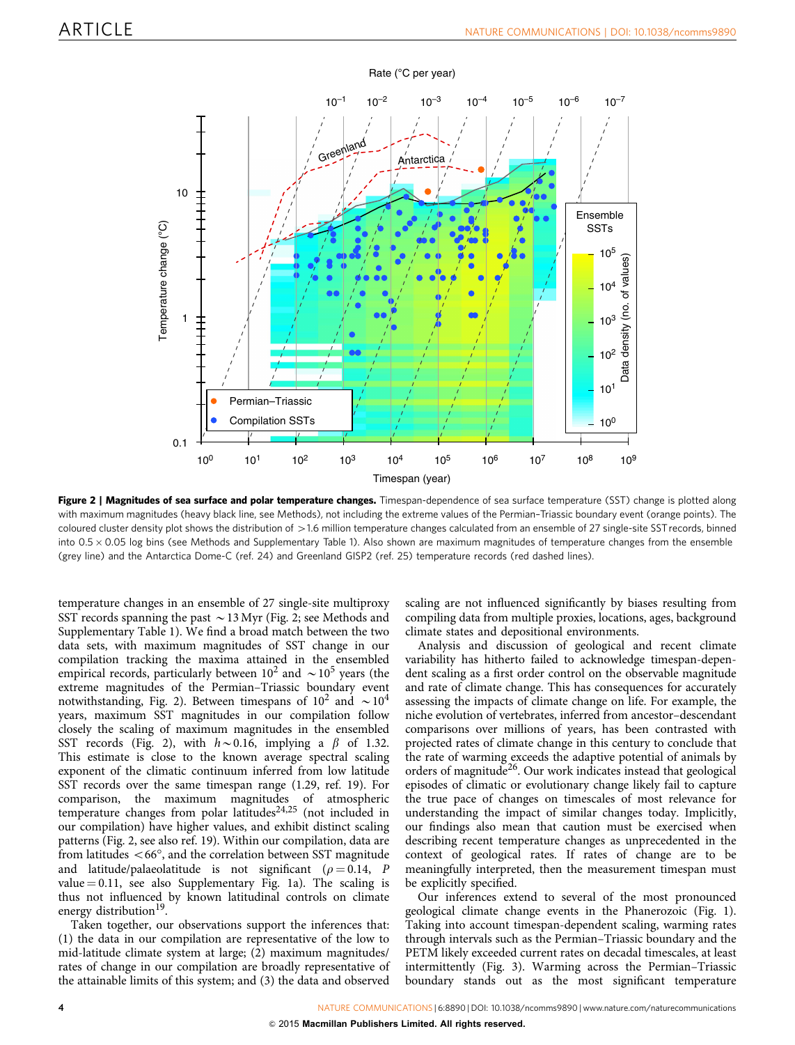**Figure 2 | Magnitudes of sea surface and polar temperature changes.** Timespan-dependence of sea surface temperature (SST) change is plotted along with maximum magnitudes (heavy black line, see Methods), not including the extreme values of the Permian–Triassic boundary event (orange points). The coloured cluster density plot shows the distribution of >1.6 million temperature changes calculated from an ensemble of 27 single-site SST records, binned into 0.5 × 0.05 log bins (see Methods and Supplementary Table 1). Also shown are maximum magnitudes of temperature changes from the ensemble (grey line) and the Antarctica Dome-C (ref. 24) and Greenland GISP2 (ref. 25) temperature records (red dashed lines).

temperature changes in an ensemble of 27 single-site multiproxy SST records spanning the past ~13 Myr (Fig. 2; see Methods and Supplementary Table 1). We find a broad match between the two data sets, with maximum magnitudes of SST change in our compilation tracking the maxima attained in the ensembled empirical records, particularly between $10^2$ and $\sim 10^5$ years (the extreme magnitudes of the Permian–Triassic boundary event notwithstanding, Fig. 2). Between timespans of $10^2$ and $\sim 10^4$ years, maximum SST magnitudes in our compilation follow closely the scaling of maximum magnitudes in the ensembled SST records (Fig. 2), with $h \sim 0.16$, implying a $\beta$ of 1.32. This estimate is close to the known average spectral scaling exponent of the climatic continuum inferred from low latitude SST records over the same timespan range (1.29, ref. 19). For comparison, the maximum magnitudes of atmospheric temperature changes from polar latitudes[24,25] (not included in our compilation) have higher values, and exhibit distinct scaling patterns (Fig. 2, see also ref. 19). Within our compilation, data are from latitudes <66°, and the correlation between SST magnitude and latitude/palaeolatitude is not significant ($\rho = 0.14$, $P$ value = 0.11, see also Supplementary Fig. 1a). The scaling is thus not influenced by known latitudinal controls on climate energy distribution[19].

Taken together, our observations support the inferences that: (1) the data in our compilation are representative of the low to mid-latitude climate system at large; (2) maximum magnitudes/rates of change in our compilation are broadly representative of the attainable limits of this system; and (3) the data and observed scaling are not influenced significantly by biases resulting from compiling data from multiple proxies, locations, ages, background climate states and depositional environments.

Analysis and discussion of geological and recent climate variability has hitherto failed to acknowledge timespan-dependent scaling as a first order control on the observable magnitude and rate of climate change. This has consequences for accurately assessing the impacts of climate change on life. For example, the niche evolution of vertebrates, inferred from ancestor–descendant comparisons over millions of years, has been contrasted with projected rates of climate change in this century to conclude that the rate of warming exceeds the adaptive potential of animals by orders of magnitude[26]. Our work indicates instead that geological episodes of climatic or evolutionary change likely fail to capture the true pace of changes on timescales of most relevance for understanding the impact of similar changes today. Implicitly, our findings also mean that caution must be exercised when describing recent temperature changes as unprecedented in the context of geological rates. If rates of change are to be meaningfully interpreted, then the measurement timespan must be explicitly specified.

Our inferences extend to several of the most pronounced geological climate change events in the Phanerozoic (Fig. 1). Taking into account timespan-dependent scaling, warming rates through intervals such as the Permian–Triassic boundary and the PETM likely exceeded current rates on decadal timescales, at least intermittently (Fig. 3). Warming across the Permian–Triassic boundary stands out as the most significant temperature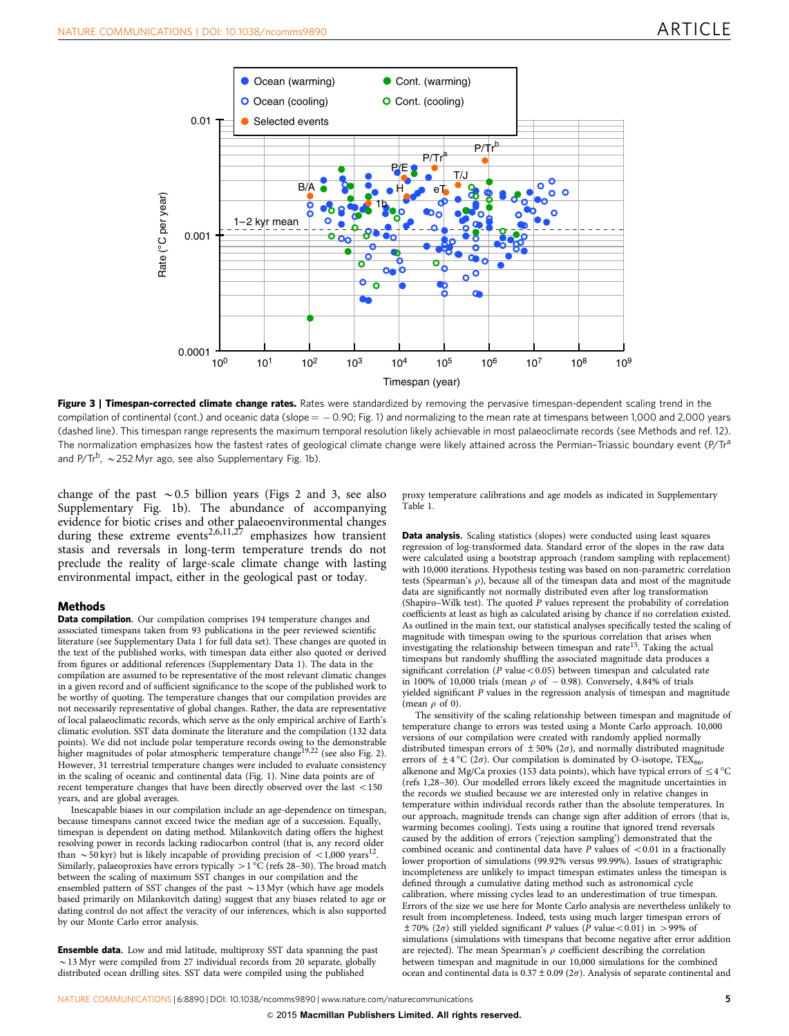**Figure 3 | Timespan-corrected climate change rates.** Rates were standardized by removing the pervasive timespan-dependent scaling trend in the compilation of continental (cont.) and oceanic data (slope = −0.90; Fig. 1) and normalizing to the mean rate at timespans between 1,000 and 2,000 years (dashed line). This timespan range represents the maximum temporal resolution likely achievable in most palaeoclimate records (see Methods and ref. 12). The normalization emphasizes how the fastest rates of geological climate change were likely attained across the Permian–Triassic boundary event (P/Tr[a] and P/Tr[b], ∼252 Myr ago, see also Supplementary Fig. 1b).

change of the past ∼0.5 billion years (Figs 2 and 3, see also Supplementary Fig. 1b). The abundance of accompanying evidence for biotic crises and other palaeoenvironmental changes during these extreme events[2,6,11,27] emphasizes how transient stasis and reversals in long-term temperature trends do not preclude the reality of large-scale climate change with lasting environmental impact, either in the geological past or today.

## Methods

**Data compilation.** Our compilation comprises 194 temperature changes and associated timespans taken from 93 publications in the peer reviewed scientific literature (see Supplementary Data 1 for full data set). These changes are quoted in the text of the published works, with timespan data either also quoted or derived from figures or additional references (Supplementary Data 1). The data in the compilation are assumed to be representative of the most relevant climatic changes in a given record and of sufficient significance to the scope of the published work to be worthy of quoting. The temperature changes that our compilation provides are not necessarily representative of global changes. Rather, the data are representative of local palaeoclimatic records, which serve as the only empirical archive of Earth's climatic evolution. SST data dominate the literature and the compilation (132 data points). We did not include polar temperature records owing to the demonstrable higher magnitudes of polar atmospheric temperature change[19,22] (see also Fig. 2). However, 31 terrestrial temperature changes were included to evaluate consistency in the scaling of oceanic and continental data (Fig. 1). Nine data points are of recent temperature changes that have been directly observed over the last <150 years, and are global averages.

Inescapable biases in our compilation include an age-dependence on timespan, because timespans cannot exceed twice the median age of a succession. Equally, timespan is dependent on dating method. Milankovitch dating offers the highest resolving power in records lacking radiocarbon control (that is, any record older than ∼50 kyr) but is likely incapable of providing precision of <1,000 years[12]. Similarly, palaeoproxies have errors typically >1 °C (refs 28–30). The broad match between the scaling of maximum SST changes in our compilation and the ensembled pattern of SST changes of the past ∼13 Myr (which have age models based primarily on Milankovitch dating) suggest that any biases related to age or dating control do not affect the veracity of our inferences, which is also supported by our Monte Carlo error analysis.

**Ensemble data.** Low and mid latitude, multiproxy SST data spanning the past ∼13 Myr were compiled from 27 individual records from 20 separate, globally distributed ocean drilling sites. SST data were compiled using the published proxy temperature calibrations and age models as indicated in Supplementary Table 1.

**Data analysis.** Scaling statistics (slopes) were conducted using least squares regression of log-transformed data. Standard error of the slopes in the raw data were calculated using a bootstrap approach (random sampling with replacement) with 10,000 iterations. Hypothesis testing was based on non-parametric correlation tests (Spearman's $\rho$), because all of the timespan data and most of the magnitude data are significantly not normally distributed even after log transformation (Shapiro–Wilk test). The quoted $P$ values represent the probability of correlation coefficients at least as high as calculated arising by chance if no correlation existed. As outlined in the main text, our statistical analyses specifically tested the scaling of magnitude with timespan owing to the spurious correlation that arises when investigating the relationship between timespan and rate[15]. Taking the actual timespans but randomly shuffling the associated magnitude data produces a significant correlation ($P$ value $<0.05$) between timespan and calculated rate in 100% of 10,000 trials (mean $\rho$ of −0.98). Conversely, 4.84% of trials yielded significant $P$ values in the regression analysis of timespan and magnitude (mean $\rho$ of 0).

The sensitivity of the scaling relationship between timespan and magnitude of temperature change to errors was tested using a Monte Carlo approach. 10,000 versions of our compilation were created with randomly applied normally distributed timespan errors of ±50% (2σ), and normally distributed magnitude errors of ±4 °C (2σ). Our compilation is dominated by O-isotope, $TEX_{86}$, alkenone and Mg/Ca proxies (153 data points), which have typical errors of ≤4 °C (refs 1,28–30). Our modelled errors likely exceed the magnitude uncertainties in the records we studied because we are interested only in relative changes in temperature within individual records rather than the absolute temperatures. In our approach, magnitude trends can change sign after addition of errors (that is, warming becomes cooling). Tests using a routine that ignored trend reversals caused by the addition of errors ('rejection sampling') demonstrated that the combined oceanic and continental data have $P$ values of $<0.01$ in a fractionally lower proportion of simulations (99.92% versus 99.99%). Issues of stratigraphic incompleteness are unlikely to impact timespan estimates unless the timespan is defined through a cumulative dating method such as astronomical cycle calibration, where missing cycles lead to an underestimation of true timespan. Errors of the size we use here for Monte Carlo analysis are nevertheless unlikely to result from incompleteness. Indeed, tests using much larger timespan errors of ±70% (2σ) still yielded significant $P$ values ($P$ value $<0.01$) in >99% of simulations (simulations with timespans that become negative after error addition are rejected). The mean Spearman's $\rho$ coefficient describing the correlation between timespan and magnitude in our 10,000 simulations for the combined ocean and continental data is $0.37 \pm 0.09$ (2σ). Analysis of separate continental and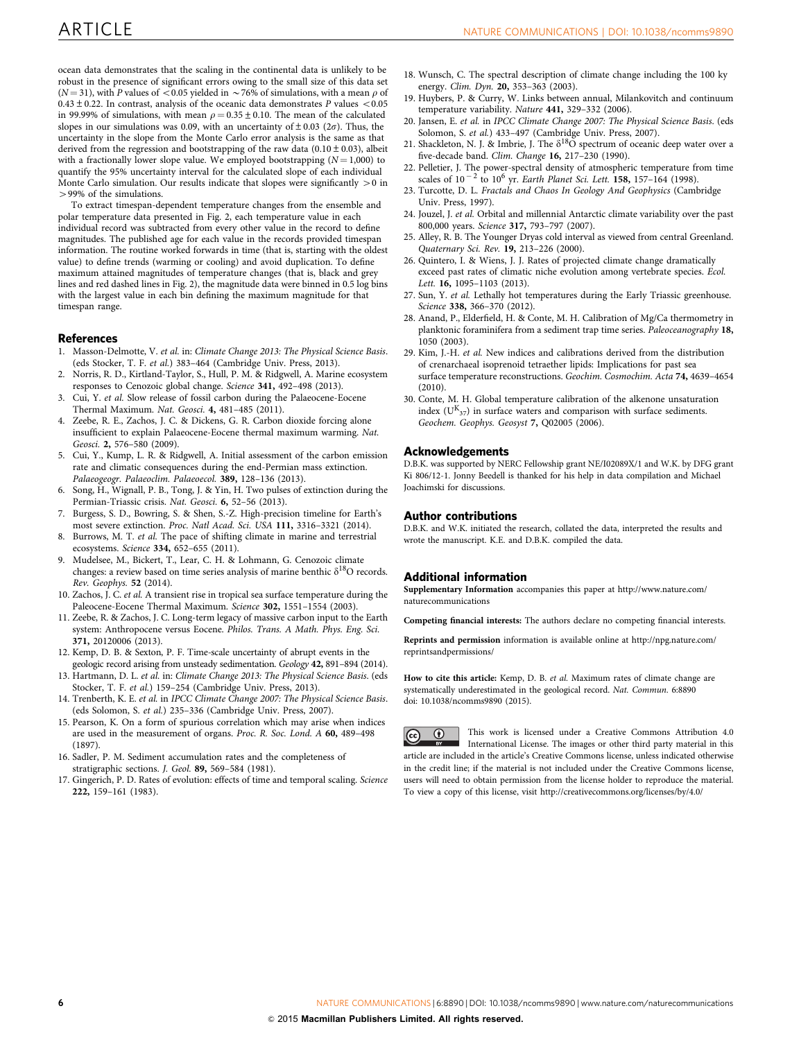ocean data demonstrates that the scaling in the continental data is unlikely to be robust in the presence of significant errors owing to the small size of this data set ($N = 31$), with $P$ values of $<0.05$ yielded in $\sim$76% of simulations, with a mean $\rho$ of $0.43 \pm 0.22$. In contrast, analysis of the oceanic data demonstrates $P$ values $<0.05$ in 99.99% of simulations, with mean $\rho = 0.35 \pm 0.10$. The mean of the calculated slopes in our simulations was 0.09, with an uncertainty of $\pm 0.03$ ($2\sigma$). Thus, the uncertainty in the slope from the Monte Carlo error analysis is the same as that derived from the regression and bootstrapping of the raw data ($0.10 \pm 0.03$), albeit with a fractionally lower slope value. We employed bootstrapping ($N = 1{,}000$) to quantify the 95% uncertainty interval for the calculated slope of each individual Monte Carlo simulation. Our results indicate that slopes were significantly $>0$ in $>99$% of the simulations.

To extract timespan-dependent temperature changes from the ensemble and polar temperature data presented in Fig. 2, each temperature value in each individual record was subtracted from every other value in the record to define magnitudes. The published age for each value in the records provided timespan information. The routine worked forwards in time (that is, starting with the oldest value) to define trends (warming or cooling) and avoid duplication. To define maximum attained magnitudes of temperature changes (that is, black and grey lines and red dashed lines in Fig. 2), the magnitude data were binned in 0.5 log bins with the largest value in each bin defining the maximum magnitude for that timespan range.

## References

1. Masson-Delmotte, V. *et al.* in: *Climate Change 2013: The Physical Science Basis*. (eds Stocker, T. F. *et al.*) 383–464 (Cambridge Univ. Press, 2013).
2. Norris, R. D., Kirtland-Taylor, S., Hull, P. M. & Ridgwell, A. Marine ecosystem responses to Cenozoic global change. *Science* **341,** 492–498 (2013).
3. Cui, Y. *et al.* Slow release of fossil carbon during the Palaeocene-Eocene Thermal Maximum. *Nat. Geosci.* **4,** 481–485 (2011).
4. Zeebe, R. E., Zachos, J. C. & Dickens, G. R. Carbon dioxide forcing alone insufficient to explain Palaeocene-Eocene thermal maximum warming. *Nat. Geosci.* **2,** 576–580 (2009).
5. Cui, Y., Kump, L. R. & Ridgwell, A. Initial assessment of the carbon emission rate and climatic consequences during the end-Permian mass extinction. *Palaeogeogr. Palaeoclim. Palaeoecol.* **389,** 128–136 (2013).
6. Song, H., Wignall, P. B., Tong, J. & Yin, H. Two pulses of extinction during the Permian-Triassic crisis. *Nat. Geosci.* **6,** 52–56 (2013).
7. Burgess, S. D., Bowring, S. & Shen, S.-Z. High-precision timeline for Earth's most severe extinction. *Proc. Natl Acad. Sci. USA* **111,** 3316–3321 (2014).
8. Burrows, M. T. *et al.* The pace of shifting climate in marine and terrestrial ecosystems. *Science* **334,** 652–655 (2011).
9. Mudelsee, M., Bickert, T., Lear, C. H. & Lohmann, G. Cenozoic climate changes: a review based on time series analysis of marine benthic $\delta^{18}O$ records. *Rev. Geophys.* **52** (2014).
10. Zachos, J. C. *et al.* A transient rise in tropical sea surface temperature during the Paleocene-Eocene Thermal Maximum. *Science* **302,** 1551–1554 (2003).
11. Zeebe, R. & Zachos, J. C. Long-term legacy of massive carbon input to the Earth system: Anthropocene versus Eocene. *Philos. Trans. A Math. Phys. Eng. Sci.* **371,** 20120006 (2013).
12. Kemp, D. B. & Sexton, P. F. Time-scale uncertainty of abrupt events in the geologic record arising from unsteady sedimentation. *Geology* **42,** 891–894 (2014).
13. Hartmann, D. L. *et al.* in: *Climate Change 2013: The Physical Science Basis*. (eds Stocker, T. F. *et al.*) 159–254 (Cambridge Univ. Press, 2013).
14. Trenberth, K. E. *et al.* in *IPCC Climate Change 2007: The Physical Science Basis*. (eds Solomon, S. *et al.*) 235–336 (Cambridge Univ. Press, 2007).
15. Pearson, K. On a form of spurious correlation which may arise when indices are used in the measurement of organs. *Proc. R. Soc. Lond. A* **60,** 489–498 (1897).
16. Sadler, P. M. Sediment accumulation rates and the completeness of stratigraphic sections. *J. Geol.* **89,** 569–584 (1981).
17. Gingerich, P. D. Rates of evolution: effects of time and temporal scaling. *Science* **222,** 159–161 (1983).
18. Wunsch, C. The spectral description of climate change including the 100 ky energy. *Clim. Dyn.* **20,** 353–363 (2003).
19. Huybers, P. & Curry, W. Links between annual, Milankovitch and continuum temperature variability. *Nature* **441,** 329–332 (2006).
20. Jansen, E. *et al.* in *IPCC Climate Change 2007: The Physical Science Basis*. (eds Solomon, S. *et al.*) 433–497 (Cambridge Univ. Press, 2007).
21. Shackleton, N. J. & Imbrie, J. The $\delta^{18}O$ spectrum of oceanic deep water over a five-decade band. *Clim. Change* **16,** 217–230 (1990).
22. Pelletier, J. The power-spectral density of atmospheric temperature from time scales of $10^{-2}$ to $10^{6}$ yr. *Earth Planet Sci. Lett.* **158,** 157–164 (1998).
23. Turcotte, D. L. *Fractals and Chaos In Geology And Geophysics* (Cambridge Univ. Press, 1997).
24. Jouzel, J. *et al.* Orbital and millennial Antarctic climate variability over the past 800,000 years. *Science* **317,** 793–797 (2007).
25. Alley, R. B. The Younger Dryas cold interval as viewed from central Greenland. *Quaternary Sci. Rev.* **19,** 213–226 (2000).
26. Quintero, I. & Wiens, J. J. Rates of projected climate change dramatically exceed past rates of climatic niche evolution among vertebrate species. *Ecol. Lett.* **16,** 1095–1103 (2013).
27. Sun, Y. *et al.* Lethally hot temperatures during the Early Triassic greenhouse. *Science* **338,** 366–370 (2012).
28. Anand, P., Elderfield, H. & Conte, M. H. Calibration of Mg/Ca thermometry in planktonic foraminifera from a sediment trap time series. *Paleoceanography* **18,** 1050 (2003).
29. Kim, J.-H. *et al.* New indices and calibrations derived from the distribution of crenarchaeal isoprenoid tetraether lipids: Implications for past sea surface temperature reconstructions. *Geochim. Cosmochim. Acta* **74,** 4639–4654 (2010).
30. Conte, M. H. Global temperature calibration of the alkenone unsaturation index ($U^{K'}_{37}$) in surface waters and comparison with surface sediments. *Geochem. Geophys. Geosyst* **7,** Q02005 (2006).

## Acknowledgements

D.B.K. was supported by NERC Fellowship grant NE/I02089X/1 and W.K. by DFG grant Ki 806/12-1. Jonny Beedell is thanked for his help in data compilation and Michael Joachimski for discussions.

## Author contributions

D.B.K. and W.K. initiated the research, collated the data, interpreted the results and wrote the manuscript. K.E. and D.B.K. compiled the data.

## Additional information

**Supplementary Information** accompanies this paper at http://www.nature.com/naturecommunications

**Competing financial interests:** The authors declare no competing financial interests.

**Reprints and permission** information is available online at http://npg.nature.com/reprintsandpermissions/

**How to cite this article:** Kemp, D. B. *et al.* Maximum rates of climate change are systematically underestimated in the geological record. *Nat. Commun.* 6:8890 doi: 10.1038/ncomms9890 (2015).

This work is licensed under a Creative Commons Attribution 4.0 International License. The images or other third party material in this article are included in the article's Creative Commons license, unless indicated otherwise in the credit line; if the material is not included under the Creative Commons license, users will need to obtain permission from the license holder to reproduce the material. To view a copy of this license, visit http://creativecommons.org/licenses/by/4.0/